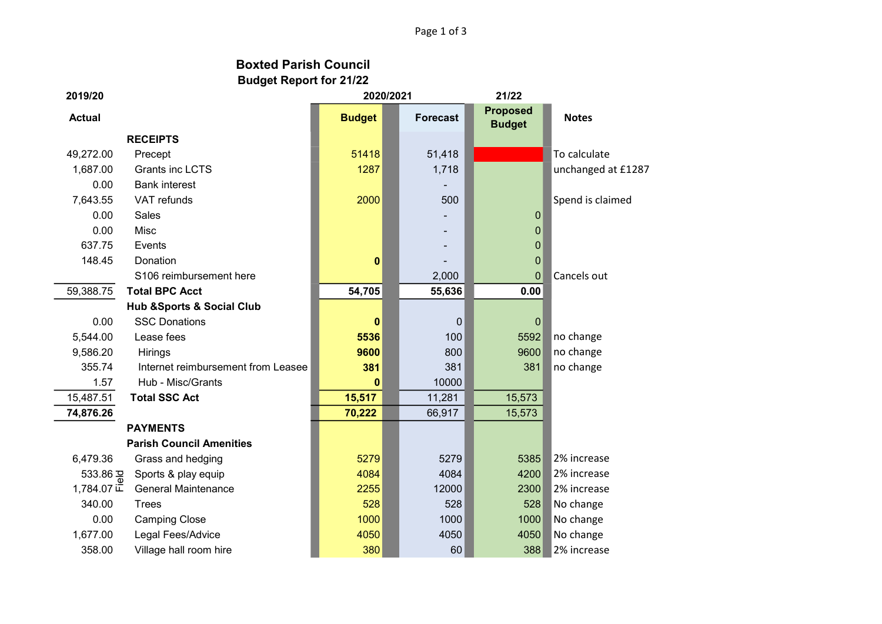# Boxted Parish Council

## Budget Report for 21/22

| 2019/20 | | 2020/2021 | | 21/22 | |
|---|---|---|---|---|---|
| Actual | | Budget | Forecast | Proposed Budget | Notes |
| | **RECEIPTS** | | | | |
| 49,272.00 | Precept | 51418 | 51,418 | | To calculate |
| 1,687.00 | Grants inc LCTS | 1287 | 1,718 | | unchanged at £1287 |
| 0.00 | Bank interest | | - | | |
| 7,643.55 | VAT refunds | 2000 | 500 | | Spend is claimed |
| 0.00 | Sales | | - | 0 | |
| 0.00 | Misc | | - | 0 | |
| 637.75 | Events | | - | 0 | |
| 148.45 | Donation | **0** | - | 0 | |
| | S106 reimbursement here | | 2,000 | 0 | Cancels out |
| 59,388.75 | **Total BPC Acct** | **54,705** | **55,636** | **0.00** | |
| | **Hub &Sports & Social Club** | | | | |
| 0.00 | SSC Donations | **0** | 0 | 0 | |
| 5,544.00 | Lease fees | **5536** | 100 | 5592 | no change |
| 9,586.20 | Hirings | **9600** | 800 | 9600 | no change |
| 355.74 | Internet reimbursement from Leasee | **381** | 381 | 381 | no change |
| 1.57 | Hub - Misc/Grants | **0** | 10000 | | |
| 15,487.51 | **Total SSC Act** | **15,517** | 11,281 | 15,573 | |
| **74,876.26** | | **70,222** | 66,917 | 15,573 | |
| | **PAYMENTS** | | | | |
| | **Parish Council Amenities** | | | | |
| 6,479.36 | Grass and hedging | 5279 | 5279 | 5385 | 2% increase |
| 533.86 | Field - Sports & play equip | 4084 | 4084 | 4200 | 2% increase |
| 1,784.07 | Field - General Maintenance | 2255 | 12000 | 2300 | 2% increase |
| 340.00 | Trees | 528 | 528 | 528 | No change |
| 0.00 | Camping Close | 1000 | 1000 | 1000 | No change |
| 1,677.00 | Legal Fees/Advice | 4050 | 4050 | 4050 | No change |
| 358.00 | Village hall room hire | 380 | 60 | 388 | 2% increase |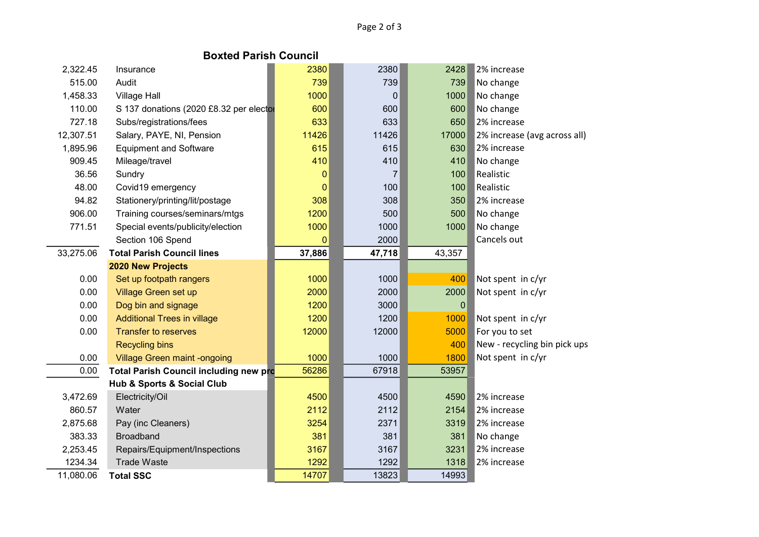## Boxted Parish Council

| | | | | | |
|---|---|---|---|---|---|
| 2,322.45 | Insurance | 2380 | 2380 | 2428 | 2% increase |
| 515.00 | Audit | 739 | 739 | 739 | No change |
| 1,458.33 | Village Hall | 1000 | 0 | 1000 | No change |
| 110.00 | S 137 donations (2020 £8.32 per elector | 600 | 600 | 600 | No change |
| 727.18 | Subs/registrations/fees | 633 | 633 | 650 | 2% increase |
| 12,307.51 | Salary, PAYE, NI, Pension | 11426 | 11426 | 17000 | 2% increase (avg across all) |
| 1,895.96 | Equipment and Software | 615 | 615 | 630 | 2% increase |
| 909.45 | Mileage/travel | 410 | 410 | 410 | No change |
| 36.56 | Sundry | 0 | 7 | 100 | Realistic |
| 48.00 | Covid19 emergency | 0 | 100 | 100 | Realistic |
| 94.82 | Stationery/printing/lit/postage | 308 | 308 | 350 | 2% increase |
| 906.00 | Training courses/seminars/mtgs | 1200 | 500 | 500 | No change |
| 771.51 | Special events/publicity/election | 1000 | 1000 | 1000 | No change |
| | Section 106 Spend | 0 | 2000 | | Cancels out |
| 33,275.06 | **Total Parish Council lines** | **37,886** | **47,718** | 43,357 | |
| | **2020 New Projects** | | | | |
| 0.00 | Set up footpath rangers | 1000 | 1000 | 400 | Not spent in c/yr |
| 0.00 | Village Green set up | 2000 | 2000 | 2000 | Not spent in c/yr |
| 0.00 | Dog bin and signage | 1200 | 3000 | 0 | |
| 0.00 | Additional Trees in village | 1200 | 1200 | 1000 | Not spent in c/yr |
| 0.00 | Transfer to reserves | 12000 | 12000 | 5000 | For you to set |
| | Recycling bins | | | 400 | New - recycling bin pick ups |
| 0.00 | Village Green maint -ongoing | 1000 | 1000 | 1800 | Not spent in c/yr |
| 0.00 | **Total Parish Council including new pro** | 56286 | 67918 | 53957 | |
| | **Hub & Sports & Social Club** | | | | |
| 3,472.69 | Electricity/Oil | 4500 | 4500 | 4590 | 2% increase |
| 860.57 | Water | 2112 | 2112 | 2154 | 2% increase |
| 2,875.68 | Pay (inc Cleaners) | 3254 | 2371 | 3319 | 2% increase |
| 383.33 | Broadband | 381 | 381 | 381 | No change |
| 2,253.45 | Repairs/Equipment/Inspections | 3167 | 3167 | 3231 | 2% increase |
| 1234.34 | Trade Waste | 1292 | 1292 | 1318 | 2% increase |
| 11,080.06 | **Total SSC** | 14707 | 13823 | 14993 | |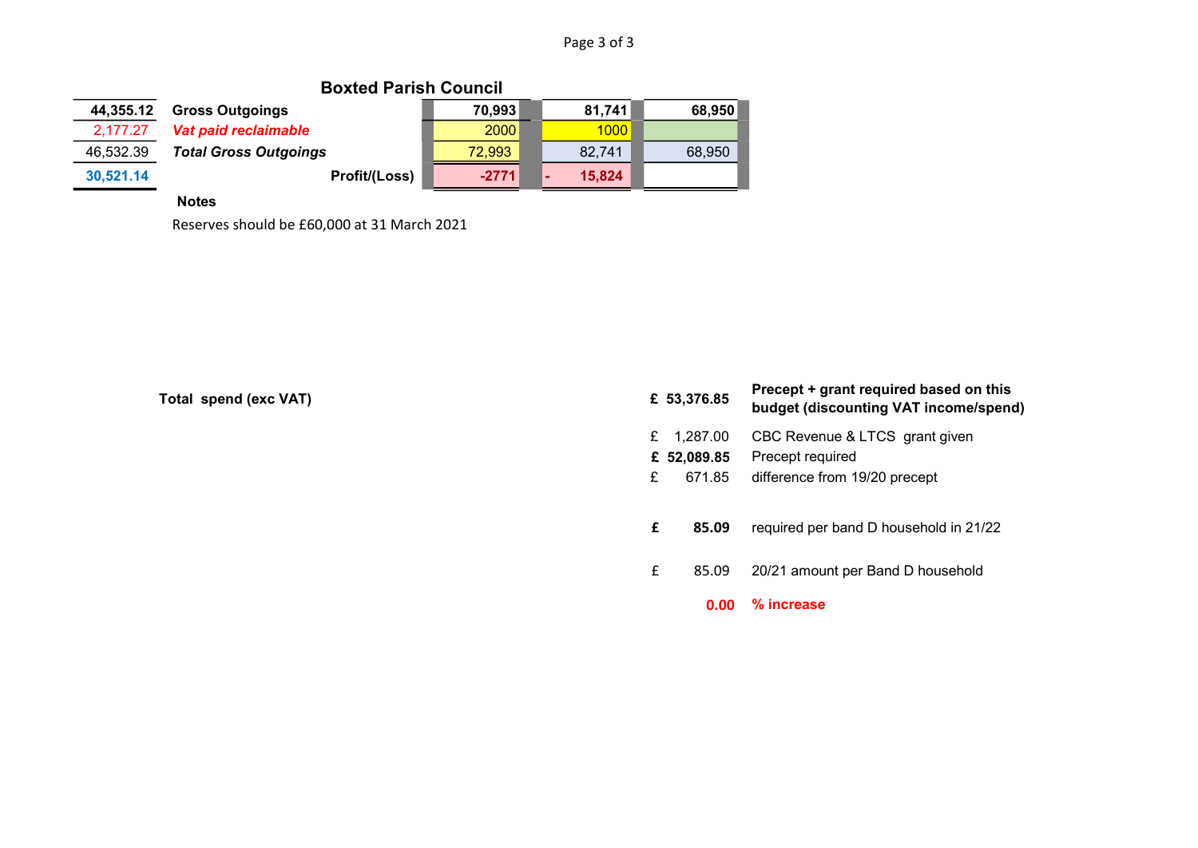## Boxted Parish Council

| | | | | |
|---|---|---|---|---|
| **44,355.12** | **Gross Outgoings** | **70,993** | **81,741** | **68,950** |
| 2,177.27 | ***Vat paid reclaimable*** | 2000 | 1000 | |
| 46,532.39 | ***Total Gross Outgoings*** | 72,993 | 82,741 | 68,950 |
| **30,521.14** | **Profit/(Loss)** | **-2771** | **- 15,824** | |

**Notes**

Reserves should be £60,000 at 31 March 2021

| | | |
|---|---|---|
| **Total spend (exc VAT)** | **£ 53,376.85** | **Precept + grant required based on this budget (discounting VAT income/spend)** |
| | £ 1,287.00 | CBC Revenue & LTCS grant given |
| | **£ 52,089.85** | Precept required |
| | £ 671.85 | difference from 19/20 precept |
| | **£ 85.09** | required per band D household in 21/22 |
| | £ 85.09 | 20/21 amount per Band D household |
| | **0.00** | **% increase** |